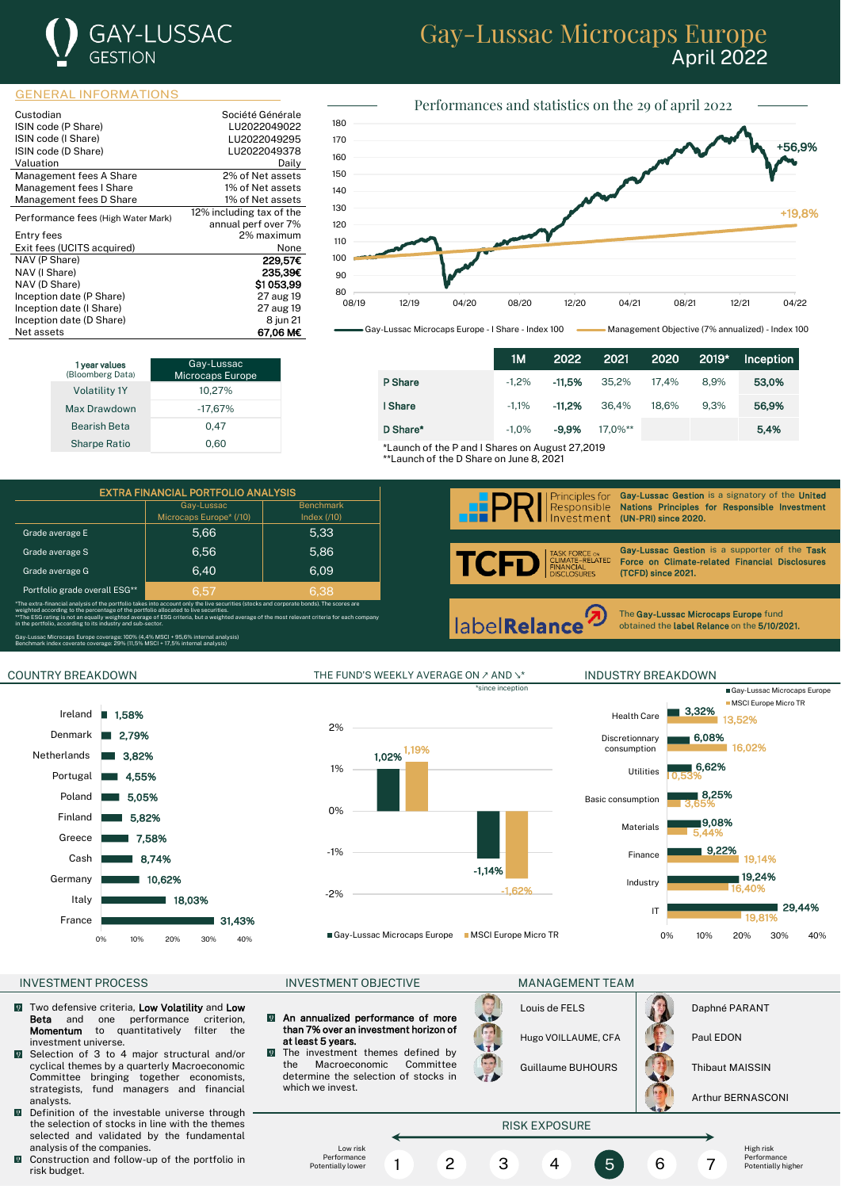# Gay-Lussac Microcaps Europe
April 2022

GAY-LUSSAC GESTION

## GENERAL INFORMATIONS

| | |
|---|---|
| Custodian | Société Générale |
| ISIN code (P Share) | LU2022049022 |
| ISIN code (I Share) | LU2022049295 |
| ISIN code (D Share) | LU2022049378 |
| Valuation | Daily |
| Management fees A Share | 2% of Net assets |
| Management fees I Share | 1% of Net assets |
| Management fees D Share | 1% of Net assets |
| Performance fees (High Water Mark) | 12% including tax of the annual perf over 7% |
| Entry fees | 2% maximum |
| Exit fees (UCITS acquired) | None |
| NAV (P Share) | **229,57€** |
| NAV (I Share) | **235,39€** |
| NAV (D Share) | **$1 053,99** |
| Inception date (P Share) | 27 aug 19 |
| Inception date (I Share) | 27 aug 19 |
| Inception date (D Share) | 8 jun 21 |
| Net assets | **67,06 M€** |

## Performances and statistics on the 29 of april 2022

Chart: Gay-Lussac Microcaps Europe - I Share - Index 100 (+56,9%) vs Management Objective (7% annualized) - Index 100 (+19,8%), 08/19 to 04/22.

| 1 year values (Bloomberg Data) | Gay-Lussac Microcaps Europe |
|---|---|
| Volatility 1Y | 10,27% |
| Max Drawdown | -17,67% |
| Bearish Beta | 0,47 |
| Sharpe Ratio | 0,60 |

| | 1M | 2022 | 2021 | 2020 | 2019* | Inception |
|---|---|---|---|---|---|---|
| P Share | -1,2% | **-11,5%** | 35,2% | 17,4% | 8,9% | **53,0%** |
| I Share | -1,1% | **-11,2%** | 36,4% | 18,6% | 9,3% | **56,9%** |
| D Share* | -1,0% | **-9,9%** | 17,0%** | | | **5,4%** |

*Launch of the P and I Shares on August 27,2019
**Launch of the D Share on June 8, 2021

## EXTRA FINANCIAL PORTFOLIO ANALYSIS

| | Gay-Lussac Microcaps Europe* (/10) | Benchmark Index (/10) |
|---|---|---|
| Grade average E | 5,66 | 5,33 |
| Grade average S | 6,56 | 5,86 |
| Grade average G | 6,40 | 6,09 |
| Portfolio grade overall ESG** | 6,57 | 6,38 |

*The extra-financial analysis of the portfolio takes into account only the live securities (stocks and corporate bonds). The scores are weighted according to the percentage of the portfolio allocated to live securities.
**The ESG rating is not an equally weighted average of ESG criteria, but a weighted average of the most relevant criteria for each company in the portfolio, according to its industry and sub-sector.

Gay-Lussac Microcaps Europe coverage: 100% (4,4% MSCI + 95,6% internal analysis)
Benchmark index coverate coverage: 29% (11,5% MSCI + 17,5% internal analysis)

**Gay-Lussac Gestion** is a signatory of the **United Nations Principles for Responsible Investment (UN-PRI) since 2020.**

**Gay-Lussac Gestion** is a supporter of the **Task Force on Climate-related Financial Disclosures (TCFD) since 2021.**

The **Gay-Lussac Microcaps Europe** fund obtained the **label Relance** on the **5/10/2021.**

## COUNTRY BREAKDOWN

| Country | Weight |
|---|---|
| Ireland | 1,58% |
| Denmark | 2,79% |
| Netherlands | 3,82% |
| Portugal | 4,55% |
| Poland | 5,05% |
| Finland | 5,82% |
| Greece | 7,58% |
| Cash | 8,74% |
| Germany | 10,62% |
| Italy | 18,03% |
| France | 31,43% |

## THE FUND'S WEEKLY AVERAGE ON ↗ AND ↘*

*since inception

| | Gay-Lussac Microcaps Europe | MSCI Europe Micro TR |
|---|---|---|
| ↗ | 1,02% | 1,19% |
| ↘ | -1,14% | -1,62% |

## INDUSTRY BREAKDOWN

| Industry | Gay-Lussac Microcaps Europe | MSCI Europe Micro TR |
|---|---|---|
| Health Care | 3,32% | 13,52% |
| Discretionnary consumption | 6,08% | 16,02% |
| Utilities | 6,62% | 0,53% |
| Basic consumption | 8,25% | 3,65% |
| Materials | 9,08% | 5,44% |
| Finance | 9,22% | 19,14% |
| Industry | 19,24% | 16,40% |
| IT | 29,44% | 19,81% |

## INVESTMENT PROCESS

- Two defensive criteria, **Low Volatility** and **Low Beta** and one performance criterion, **Momentum** to quantitatively filter the investment universe.
- Selection of 3 to 4 major structural and/or cyclical themes by a quarterly Macroeconomic Committee bringing together economists, strategists, fund managers and financial analysts.
- Definition of the investable universe through the selection of stocks in line with the themes selected and validated by the fundamental analysis of the companies.
- Construction and follow-up of the portfolio in risk budget.

## INVESTMENT OBJECTIVE

- **An annualized performance of more than 7% over an investment horizon of at least 5 years.**
- The investment themes defined by the Macroeconomic Committee determine the selection of stocks in which we invest.

## MANAGEMENT TEAM

- Louis de FELS
- Hugo VOILLAUME, CFA
- Guillaume BUHOURS
- Daphné PARANT
- Paul EDON
- Thibaut MAISSIN
- Arthur BERNASCONI

## RISK EXPOSURE

Low risk / Performance Potentially lower — 1 2 3 4 **5** 6 7 — High risk / Performance Potentially higher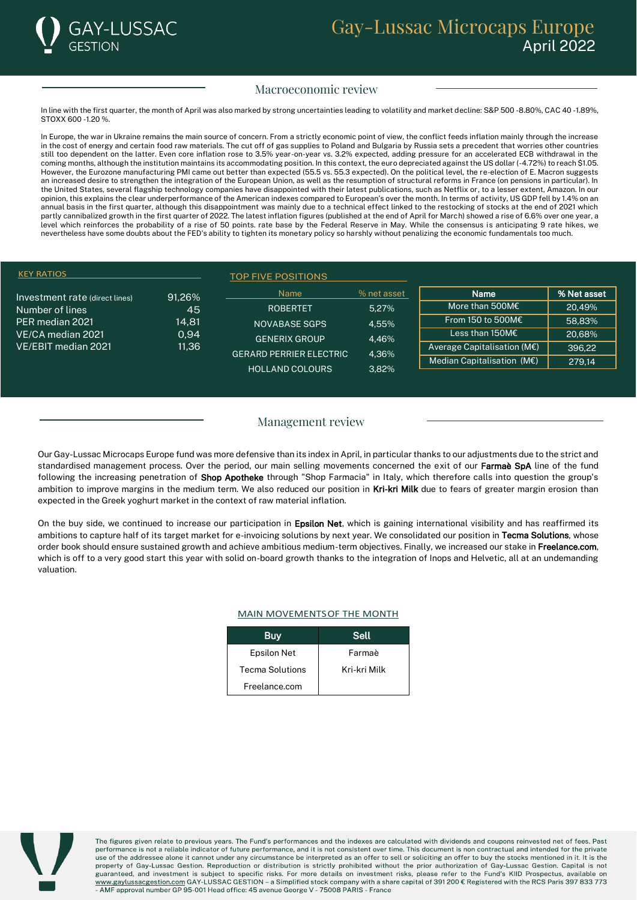# Gay-Lussac Microcaps Europe
April 2022

## Macroeconomic review

In line with the first quarter, the month of April was also marked by strong uncertainties leading to volatility and market decline: S&P 500 -8.80%, CAC 40 -1.89%, STOXX 600 -1.20 %.

In Europe, the war in Ukraine remains the main source of concern. From a strictly economic point of view, the conflict feeds inflation mainly through the increase in the cost of energy and certain food raw materials. The cut off of gas supplies to Poland and Bulgaria by Russia sets a precedent that worries other countries still too dependent on the latter. Even core inflation rose to 3.5% year-on-year vs. 3.2% expected, adding pressure for an accelerated ECB withdrawal in the coming months, although the institution maintains its accommodating position. In this context, the euro depreciated against the US dollar (-4.72%) to reach $1.05. However, the Eurozone manufacturing PMI came out better than expected (55.5 vs. 55.3 expected). On the political level, the re-election of E. Macron suggests an increased desire to strengthen the integration of the European Union, as well as the resumption of structural reforms in France (on pensions in particular). In the United States, several flagship technology companies have disappointed with their latest publications, such as Netflix or, to a lesser extent, Amazon. In our opinion, this explains the clear underperformance of the American indexes compared to European's over the month. In terms of activity, US GDP fell by 1.4% on an annual basis in the first quarter, although this disappointment was mainly due to a technical effect linked to the restocking of stocks at the end of 2021 which partly cannibalized growth in the first quarter of 2022. The latest inflation figures (published at the end of April for March) showed a rise of 6.6% over one year, a level which reinforces the probability of a rise of 50 points. rate base by the Federal Reserve in May. While the consensus is anticipating 9 rate hikes, we nevertheless have some doubts about the FED's ability to tighten its monetary policy so harshly without penalizing the economic fundamentals too much.

### KEY RATIOS

| | |
|---|---|
| Investment rate (direct lines) | 91,26% |
| Number of lines | 45 |
| PER median 2021 | 14,81 |
| VE/CA median 2021 | 0,94 |
| VE/EBIT median 2021 | 11,36 |

### TOP FIVE POSITIONS

| Name | % net asset |
|---|---|
| ROBERTET | 5,27% |
| NOVABASE SGPS | 4,55% |
| GENERIX GROUP | 4,46% |
| GERARD PERRIER ELECTRIC | 4,36% |
| HOLLAND COLOURS | 3,82% |

| Name | % Net asset |
|---|---|
| More than 500M€ | 20,49% |
| From 150 to 500M€ | 58,83% |
| Less than 150M€ | 20,68% |
| Average Capitalisation (M€) | 396,22 |
| Median Capitalisation (M€) | 279,14 |

## Management review

Our Gay-Lussac Microcaps Europe fund was more defensive than its index in April, in particular thanks to our adjustments due to the strict and standardised management process. Over the period, our main selling movements concerned the exit of our **Farmaè SpA** line of the fund following the increasing penetration of **Shop Apotheke** through "Shop Farmacia" in Italy, which therefore calls into question the group's ambition to improve margins in the medium term. We also reduced our position in **Kri-kri Milk** due to fears of greater margin erosion than expected in the Greek yoghurt market in the context of raw material inflation.

On the buy side, we continued to increase our participation in **Epsilon Net**, which is gaining international visibility and has reaffirmed its ambitions to capture half of its target market for e-invoicing solutions by next year. We consolidated our position in **Tecma Solutions**, whose order book should ensure sustained growth and achieve ambitious medium-term objectives. Finally, we increased our stake in **Freelance.com**, which is off to a very good start this year with solid on-board growth thanks to the integration of Inops and Helvetic, all at an undemanding valuation.

### MAIN MOVEMENTS OF THE MONTH

| Buy | Sell |
|---|---|
| Epsilon Net | Farmaè |
| Tecma Solutions | Kri-kri Milk |
| Freelance.com | |

The figures given relate to previous years. The Fund's performances and the indexes are calculated with dividends and coupons reinvested net of fees. Past performance is not a reliable indicator of future performance, and it is not consistent over time. This document is non contractual and intended for the private use of the addressee alone it cannot under any circumstance be interpreted as an offer to sell or soliciting an offer to buy the stocks mentioned in it. It is the property of Gay-Lussac Gestion. Reproduction or distribution is strictly prohibited without the prior authorization of Gay-Lussac Gestion. Capital is not guaranteed, and investment is subject to specific risks. For more details on investment risks, please refer to the Fund's KIID Prospectus, available on www.gaylussacgestion.com GAY-LUSSAC GESTION – a Simplified stock company with a share capital of 391 200 € Registered with the RCS Paris 397 833 773 - AMF approval number GP 95-001 Head office: 45 avenue George V - 75008 PARIS - France